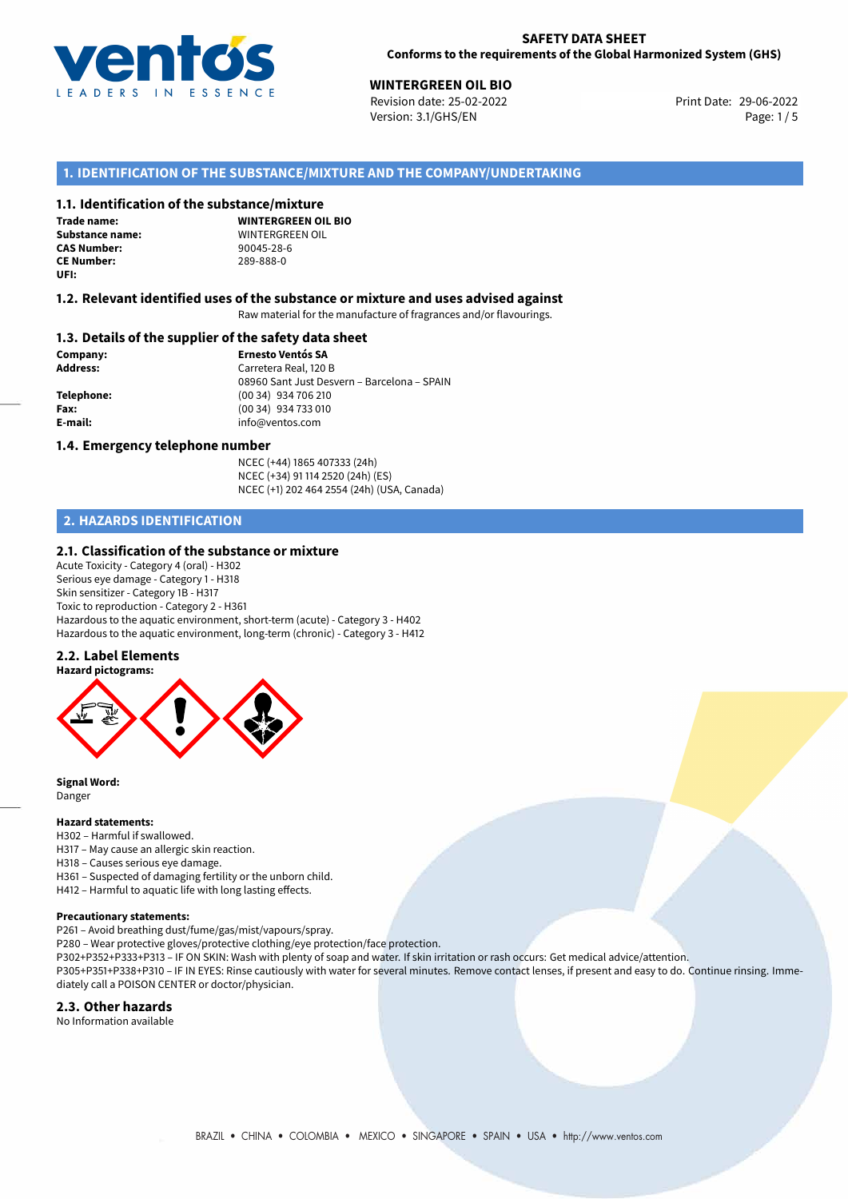**SAFETY DATA SHEET**
**Conforms to the requirements of the Global Harmonized System (GHS)**

**WINTERGREEN OIL BIO**
Revision date: 25-02-2022
Version: 3.1/GHS/EN
Print Date: 29-06-2022

## 1. IDENTIFICATION OF THE SUBSTANCE/MIXTURE AND THE COMPANY/UNDERTAKING

### 1.1. Identification of the substance/mixture

**Trade name:** **WINTERGREEN OIL BIO**
**Substance name:** WINTERGREEN OIL
**CAS Number:** 90045-28-6
**CE Number:** 289-888-0
**UFI:**

### 1.2. Relevant identified uses of the substance or mixture and uses advised against

Raw material for the manufacture of fragrances and/or flavourings.

### 1.3. Details of the supplier of the safety data sheet

**Company:** **Ernesto Ventós SA**
**Address:** Carretera Real, 120 B
08960 Sant Just Desvern – Barcelona – SPAIN
**Telephone:** (00 34) 934 706 210
**Fax:** (00 34) 934 733 010
**E-mail:** info@ventos.com

### 1.4. Emergency telephone number

NCEC (+44) 1865 407333 (24h)
NCEC (+34) 91 114 2520 (24h) (ES)
NCEC (+1) 202 464 2554 (24h) (USA, Canada)

## 2. HAZARDS IDENTIFICATION

### 2.1. Classification of the substance or mixture

Acute Toxicity - Category 4 (oral) - H302
Serious eye damage - Category 1 - H318
Skin sensitizer - Category 1B - H317
Toxic to reproduction - Category 2 - H361
Hazardous to the aquatic environment, short-term (acute) - Category 3 - H402
Hazardous to the aquatic environment, long-term (chronic) - Category 3 - H412

### 2.2. Label Elements

**Hazard pictograms:**

**Signal Word:**
Danger

**Hazard statements:**
H302 – Harmful if swallowed.
H317 – May cause an allergic skin reaction.
H318 – Causes serious eye damage.
H361 – Suspected of damaging fertility or the unborn child.
H412 – Harmful to aquatic life with long lasting effects.

**Precautionary statements:**
P261 – Avoid breathing dust/fume/gas/mist/vapours/spray.
P280 – Wear protective gloves/protective clothing/eye protection/face protection.
P302+P352+P333+P313 – IF ON SKIN: Wash with plenty of soap and water. If skin irritation or rash occurs: Get medical advice/attention.
P305+P351+P338+P310 – IF IN EYES: Rinse cautiously with water for several minutes. Remove contact lenses, if present and easy to do. Continue rinsing. Immediately call a POISON CENTER or doctor/physician.

### 2.3. Other hazards

No Information available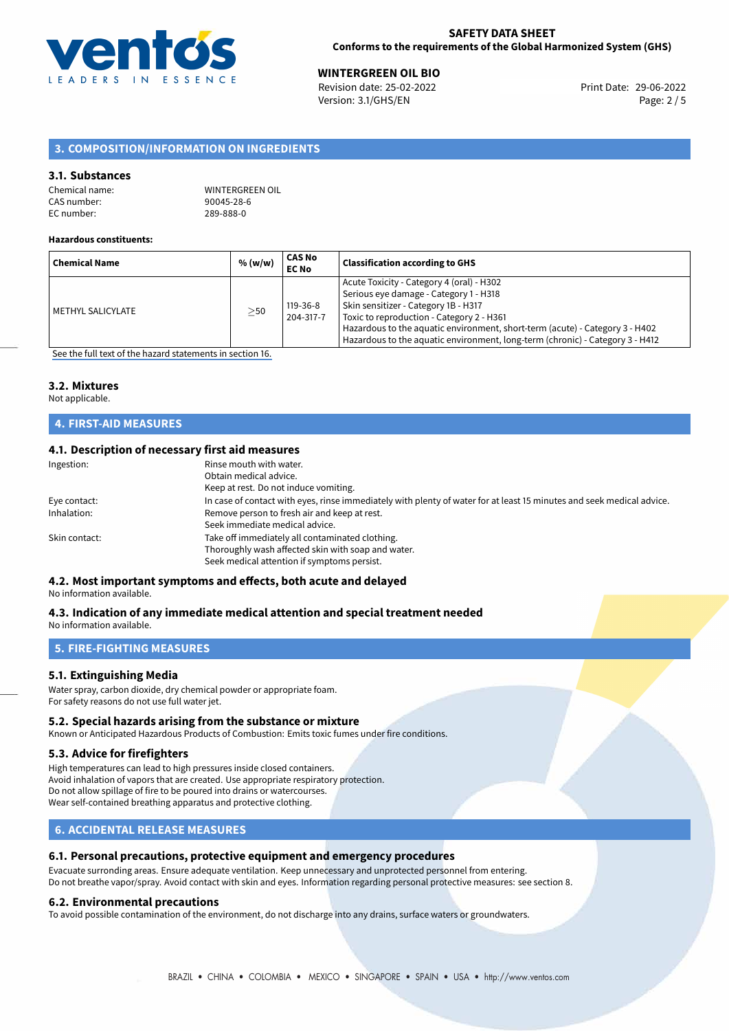## 3. COMPOSITION/INFORMATION ON INGREDIENTS

### 3.1. Substances

Chemical name: WINTERGREEN OIL
CAS number: 90045-28-6
EC number: 289-888-0

**Hazardous constituents:**

| Chemical Name | % (w/w) | CAS No EC No | Classification according to GHS |
|---|---|---|---|
| METHYL SALICYLATE | ≥50 | 119-36-8 204-317-7 | Acute Toxicity - Category 4 (oral) - H302<br>Serious eye damage - Category 1 - H318<br>Skin sensitizer - Category 1B - H317<br>Toxic to reproduction - Category 2 - H361<br>Hazardous to the aquatic environment, short-term (acute) - Category 3 - H402<br>Hazardous to the aquatic environment, long-term (chronic) - Category 3 - H412 |

See the full text of the hazard statements in section 16.

### 3.2. Mixtures

Not applicable.

## 4. FIRST-AID MEASURES

### 4.1. Description of necessary first aid measures

Ingestion: Rinse mouth with water.
Obtain medical advice.
Keep at rest. Do not induce vomiting.

Eye contact: In case of contact with eyes, rinse immediately with plenty of water for at least 15 minutes and seek medical advice.

Inhalation: Remove person to fresh air and keep at rest.
Seek immediate medical advice.

Skin contact: Take off immediately all contaminated clothing.
Thoroughly wash affected skin with soap and water.
Seek medical attention if symptoms persist.

### 4.2. Most important symptoms and effects, both acute and delayed

No information available.

### 4.3. Indication of any immediate medical attention and special treatment needed

No information available.

## 5. FIRE-FIGHTING MEASURES

### 5.1. Extinguishing Media

Water spray, carbon dioxide, dry chemical powder or appropriate foam.
For safety reasons do not use full water jet.

### 5.2. Special hazards arising from the substance or mixture

Known or Anticipated Hazardous Products of Combustion: Emits toxic fumes under fire conditions.

### 5.3. Advice for firefighters

High temperatures can lead to high pressures inside closed containers.
Avoid inhalation of vapors that are created. Use appropriate respiratory protection.
Do not allow spillage of fire to be poured into drains or watercourses.
Wear self-contained breathing apparatus and protective clothing.

## 6. ACCIDENTAL RELEASE MEASURES

### 6.1. Personal precautions, protective equipment and emergency procedures

Evacuate surrounding areas. Ensure adequate ventilation. Keep unnecessary and unprotected personnel from entering.
Do not breathe vapor/spray. Avoid contact with skin and eyes. Information regarding personal protective measures: see section 8.

### 6.2. Environmental precautions

To avoid possible contamination of the environment, do not discharge into any drains, surface waters or groundwaters.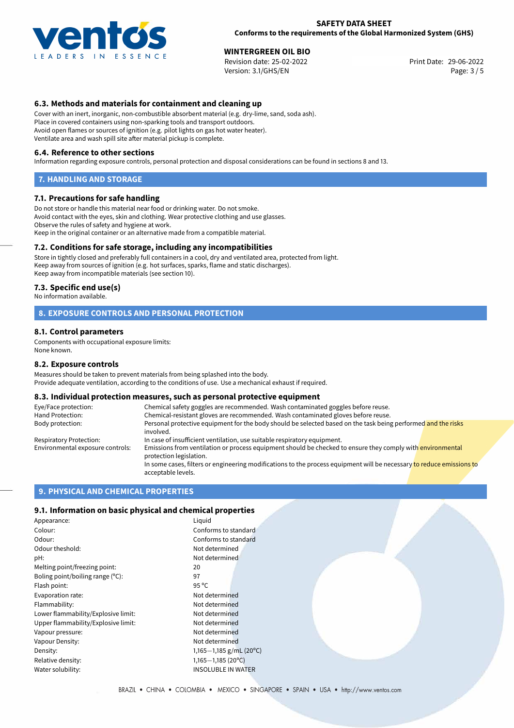### 6.3. Methods and materials for containment and cleaning up

Cover with an inert, inorganic, non-combustible absorbent material (e.g. dry-lime, sand, soda ash).
Place in covered containers using non-sparking tools and transport outdoors.
Avoid open flames or sources of ignition (e.g. pilot lights on gas hot water heater).
Ventilate area and wash spill site after material pickup is complete.

### 6.4. Reference to other sections

Information regarding exposure controls, personal protection and disposal considerations can be found in sections 8 and 13.

## 7. HANDLING AND STORAGE

### 7.1. Precautions for safe handling

Do not store or handle this material near food or drinking water. Do not smoke.
Avoid contact with the eyes, skin and clothing. Wear protective clothing and use glasses.
Observe the rules of safety and hygiene at work.
Keep in the original container or an alternative made from a compatible material.

### 7.2. Conditions for safe storage, including any incompatibilities

Store in tightly closed and preferably full containers in a cool, dry and ventilated area, protected from light.
Keep away from sources of ignition (e.g. hot surfaces, sparks, flame and static discharges).
Keep away from incompatible materials (see section 10).

### 7.3. Specific end use(s)

No information available.

## 8. EXPOSURE CONTROLS AND PERSONAL PROTECTION

### 8.1. Control parameters

Components with occupational exposure limits:
None known.

### 8.2. Exposure controls

Measures should be taken to prevent materials from being splashed into the body.
Provide adequate ventilation, according to the conditions of use. Use a mechanical exhaust if required.

### 8.3. Individual protection measures, such as personal protective equipment

| | |
|---|---|
| Eye/Face protection: | Chemical safety goggles are recommended. Wash contaminated goggles before reuse. |
| Hand Protection: | Chemical-resistant gloves are recommended. Wash contaminated gloves before reuse. |
| Body protection: | Personal protective equipment for the body should be selected based on the task being performed and the risks involved. |
| Respiratory Protection: | In case of insufficient ventilation, use suitable respiratory equipment. |
| Environmental exposure controls: | Emissions from ventilation or process equipment should be checked to ensure they comply with environmental protection legislation. In some cases, filters or engineering modifications to the process equipment will be necessary to reduce emissions to acceptable levels. |

## 9. PHYSICAL AND CHEMICAL PROPERTIES

### 9.1. Information on basic physical and chemical properties

| | |
|---|---|
| Appearance: | Liquid |
| Colour: | Conforms to standard |
| Odour: | Conforms to standard |
| Odour theshold: | Not determined |
| pH: | Not determined |
| Melting point/freezing point: | 20 |
| Boling point/boiling range (°C): | 97 |
| Flash point: | 95 °C |
| Evaporation rate: | Not determined |
| Flammability: | Not determined |
| Lower flammability/Explosive limit: | Not determined |
| Upper flammability/Explosive limit: | Not determined |
| Vapour pressure: | Not determined |
| Vapour Density: | Not determined |
| Density: | 1,165—1,185 g/mL (20°C) |
| Relative density: | 1,165—1,185 (20°C) |
| Water solubility: | INSOLUBLE IN WATER |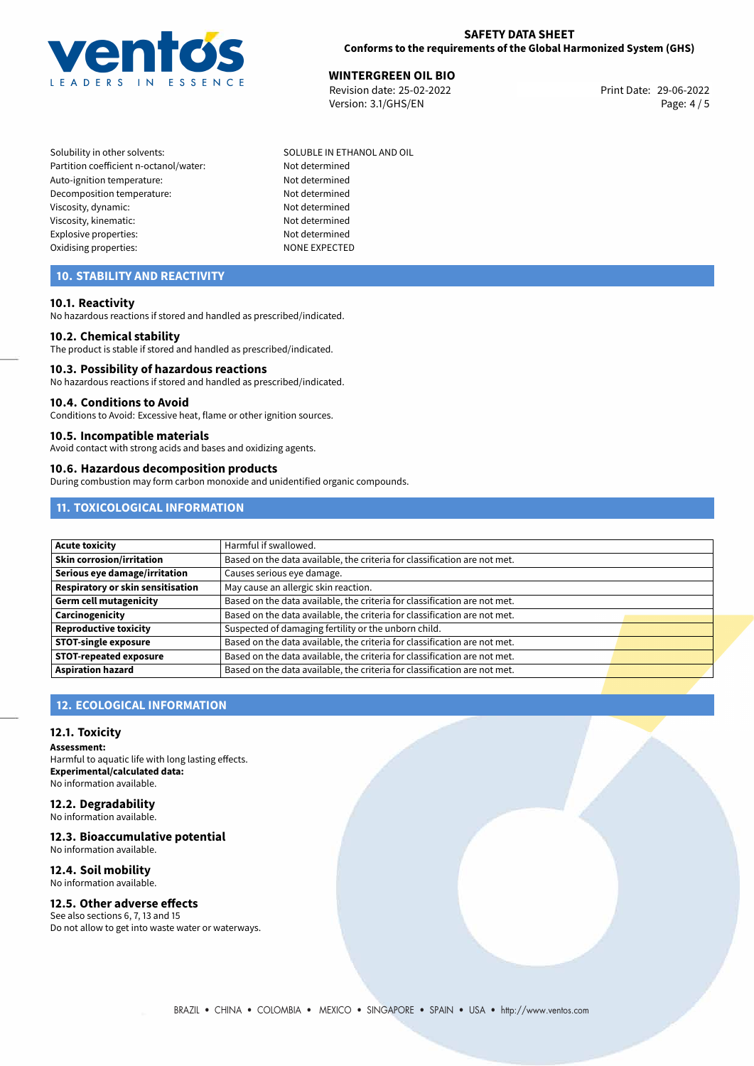| | |
|---|---|
| Solubility in other solvents: | SOLUBLE IN ETHANOL AND OIL |
| Partition coefficient n-octanol/water: | Not determined |
| Auto-ignition temperature: | Not determined |
| Decomposition temperature: | Not determined |
| Viscosity, dynamic: | Not determined |
| Viscosity, kinematic: | Not determined |
| Explosive properties: | Not determined |
| Oxidising properties: | NONE EXPECTED |

## 10. STABILITY AND REACTIVITY

### 10.1. Reactivity
No hazardous reactions if stored and handled as prescribed/indicated.

### 10.2. Chemical stability
The product is stable if stored and handled as prescribed/indicated.

### 10.3. Possibility of hazardous reactions
No hazardous reactions if stored and handled as prescribed/indicated.

### 10.4. Conditions to Avoid
Conditions to Avoid: Excessive heat, flame or other ignition sources.

### 10.5. Incompatible materials
Avoid contact with strong acids and bases and oxidizing agents.

### 10.6. Hazardous decomposition products
During combustion may form carbon monoxide and unidentified organic compounds.

## 11. TOXICOLOGICAL INFORMATION

| | |
|---|---|
| **Acute toxicity** | Harmful if swallowed. |
| **Skin corrosion/irritation** | Based on the data available, the criteria for classification are not met. |
| **Serious eye damage/irritation** | Causes serious eye damage. |
| **Respiratory or skin sensitisation** | May cause an allergic skin reaction. |
| **Germ cell mutagenicity** | Based on the data available, the criteria for classification are not met. |
| **Carcinogenicity** | Based on the data available, the criteria for classification are not met. |
| **Reproductive toxicity** | Suspected of damaging fertility or the unborn child. |
| **STOT-single exposure** | Based on the data available, the criteria for classification are not met. |
| **STOT-repeated exposure** | Based on the data available, the criteria for classification are not met. |
| **Aspiration hazard** | Based on the data available, the criteria for classification are not met. |

## 12. ECOLOGICAL INFORMATION

### 12.1. Toxicity
**Assessment:**
Harmful to aquatic life with long lasting effects.
**Experimental/calculated data:**
No information available.

### 12.2. Degradability
No information available.

### 12.3. Bioaccumulative potential
No information available.

### 12.4. Soil mobility
No information available.

### 12.5. Other adverse effects
See also sections 6, 7, 13 and 15
Do not allow to get into waste water or waterways.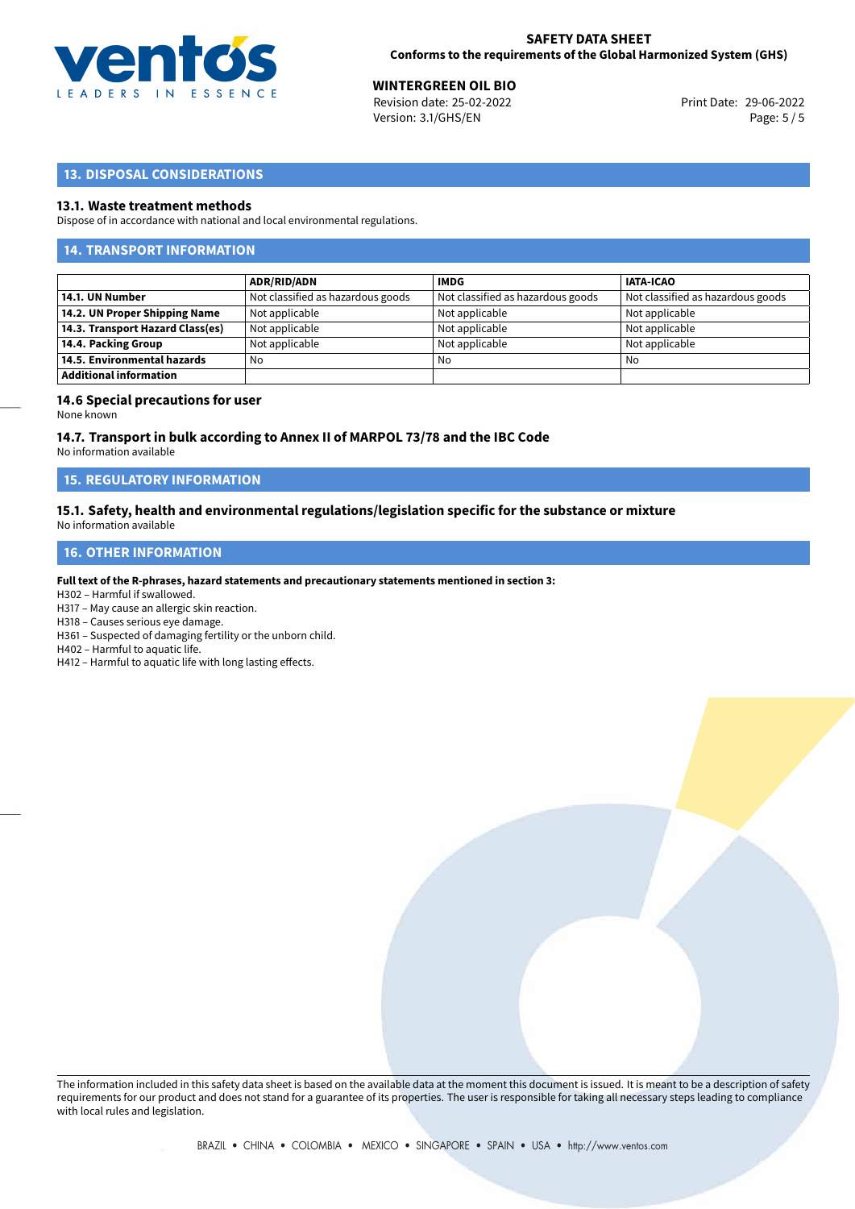## 13. DISPOSAL CONSIDERATIONS

### 13.1. Waste treatment methods

Dispose of in accordance with national and local environmental regulations.

## 14. TRANSPORT INFORMATION

| | ADR/RID/ADN | IMDG | IATA-ICAO |
|---|---|---|---|
| **14.1. UN Number** | Not classified as hazardous goods | Not classified as hazardous goods | Not classified as hazardous goods |
| **14.2. UN Proper Shipping Name** | Not applicable | Not applicable | Not applicable |
| **14.3. Transport Hazard Class(es)** | Not applicable | Not applicable | Not applicable |
| **14.4. Packing Group** | Not applicable | Not applicable | Not applicable |
| **14.5. Environmental hazards** | No | No | No |
| **Additional information** | | | |

### 14.6 Special precautions for user

None known

### 14.7. Transport in bulk according to Annex II of MARPOL 73/78 and the IBC Code

No information available

## 15. REGULATORY INFORMATION

### 15.1. Safety, health and environmental regulations/legislation specific for the substance or mixture

No information available

## 16. OTHER INFORMATION

**Full text of the R-phrases, hazard statements and precautionary statements mentioned in section 3:**

H302 – Harmful if swallowed.
H317 – May cause an allergic skin reaction.
H318 – Causes serious eye damage.
H361 – Suspected of damaging fertility or the unborn child.
H402 – Harmful to aquatic life.
H412 – Harmful to aquatic life with long lasting effects.

The information included in this safety data sheet is based on the available data at the moment this document is issued. It is meant to be a description of safety requirements for our product and does not stand for a guarantee of its properties. The user is responsible for taking all necessary steps leading to compliance with local rules and legislation.